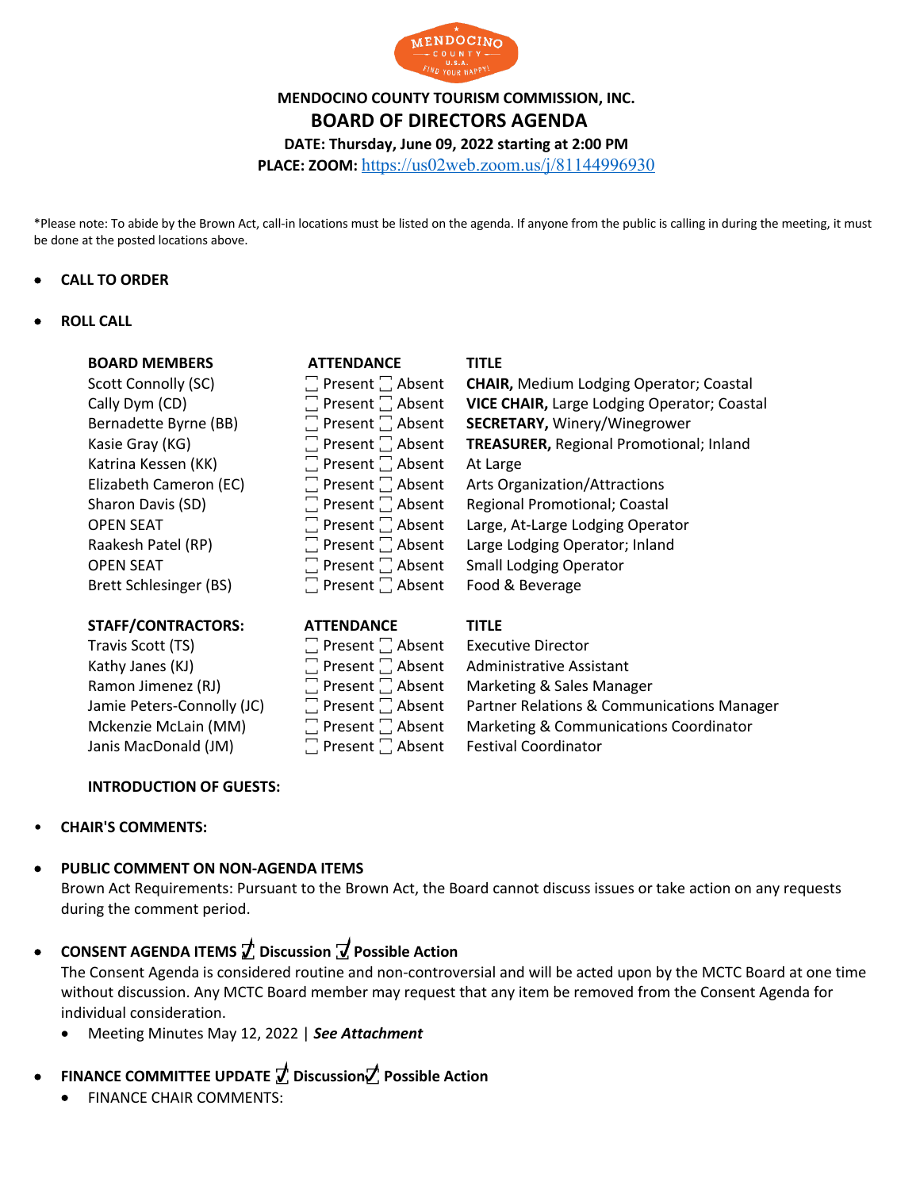**MENDOCINO COUNTY TOURISM COMMISSION, INC.**

# BOARD OF DIRECTORS AGENDA

**DATE: Thursday, June 09, 2022 starting at 2:00 PM**

**PLACE: ZOOM:** https://us02web.zoom.us/j/81144996930

*Please note: To abide by the Brown Act, call-in locations must be listed on the agenda. If anyone from the public is calling in during the meeting, it must be done at the posted locations above.

- **CALL TO ORDER**

- **ROLL CALL**

| BOARD MEMBERS | ATTENDANCE | TITLE |
|---|---|---|
| Scott Connolly (SC) | ☐ Present ☐ Absent | **CHAIR,** Medium Lodging Operator; Coastal |
| Cally Dym (CD) | ☐ Present ☐ Absent | **VICE CHAIR,** Large Lodging Operator; Coastal |
| Bernadette Byrne (BB) | ☐ Present ☐ Absent | **SECRETARY,** Winery/Winegrower |
| Kasie Gray (KG) | ☐ Present ☐ Absent | **TREASURER,** Regional Promotional; Inland |
| Katrina Kessen (KK) | ☐ Present ☐ Absent | At Large |
| Elizabeth Cameron (EC) | ☐ Present ☐ Absent | Arts Organization/Attractions |
| Sharon Davis (SD) | ☐ Present ☐ Absent | Regional Promotional; Coastal |
| OPEN SEAT | ☐ Present ☐ Absent | Large, At-Large Lodging Operator |
| Raakesh Patel (RP) | ☐ Present ☐ Absent | Large Lodging Operator; Inland |
| OPEN SEAT | ☐ Present ☐ Absent | Small Lodging Operator |
| Brett Schlesinger (BS) | ☐ Present ☐ Absent | Food & Beverage |

| STAFF/CONTRACTORS: | ATTENDANCE | TITLE |
|---|---|---|
| Travis Scott (TS) | ☐ Present ☐ Absent | Executive Director |
| Kathy Janes (KJ) | ☐ Present ☐ Absent | Administrative Assistant |
| Ramon Jimenez (RJ) | ☐ Present ☐ Absent | Marketing & Sales Manager |
| Jamie Peters-Connolly (JC) | ☐ Present ☐ Absent | Partner Relations & Communications Manager |
| Mckenzie McLain (MM) | ☐ Present ☐ Absent | Marketing & Communications Coordinator |
| Janis MacDonald (JM) | ☐ Present ☐ Absent | Festival Coordinator |

**INTRODUCTION OF GUESTS:**

- **CHAIR'S COMMENTS:**

- **PUBLIC COMMENT ON NON-AGENDA ITEMS**
  Brown Act Requirements: Pursuant to the Brown Act, the Board cannot discuss issues or take action on any requests during the comment period.

- **CONSENT AGENDA ITEMS ☑ Discussion ☑ Possible Action**
  The Consent Agenda is considered routine and non-controversial and will be acted upon by the MCTC Board at one time without discussion. Any MCTC Board member may request that any item be removed from the Consent Agenda for individual consideration.
  - Meeting Minutes May 12, 2022 | ***See Attachment***

- **FINANCE COMMITTEE UPDATE ☑ Discussion ☑ Possible Action**
  - FINANCE CHAIR COMMENTS: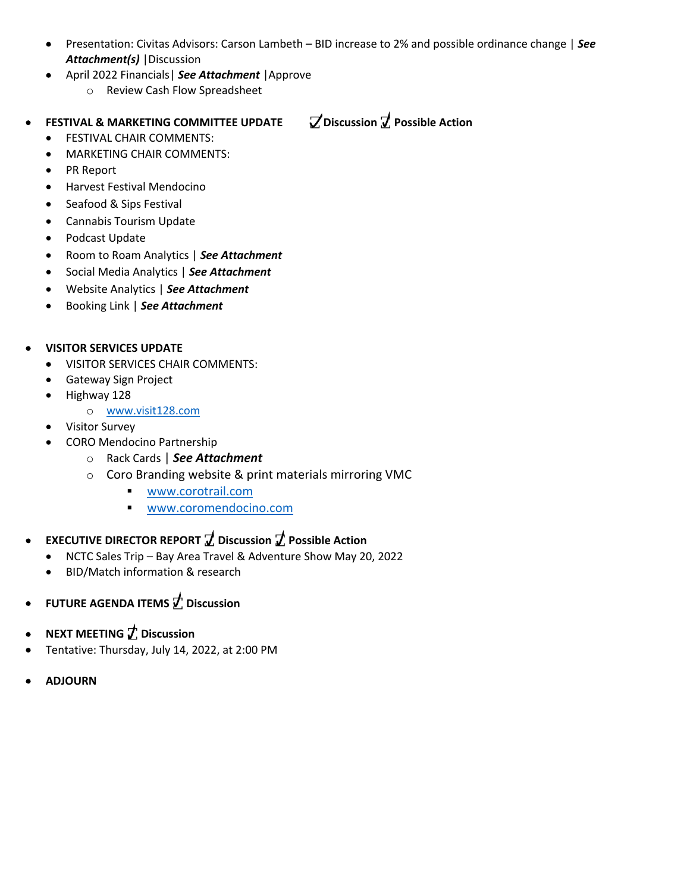- Presentation: Civitas Advisors: Carson Lambeth – BID increase to 2% and possible ordinance change | ***See Attachment(s)*** |Discussion
- April 2022 Financials| ***See Attachment*** |Approve
  - Review Cash Flow Spreadsheet

- **FESTIVAL & MARKETING COMMITTEE UPDATE** ☑ **Discussion** ☑ **Possible Action**
  - FESTIVAL CHAIR COMMENTS:
  - MARKETING CHAIR COMMENTS:
  - PR Report
  - Harvest Festival Mendocino
  - Seafood & Sips Festival
  - Cannabis Tourism Update
  - Podcast Update
  - Room to Roam Analytics | ***See Attachment***
  - Social Media Analytics | ***See Attachment***
  - Website Analytics | ***See Attachment***
  - Booking Link | ***See Attachment***

- **VISITOR SERVICES UPDATE**
  - VISITOR SERVICES CHAIR COMMENTS:
  - Gateway Sign Project
  - Highway 128
    - www.visit128.com
  - Visitor Survey
  - CORO Mendocino Partnership
    - Rack Cards | ***See Attachment***
    - Coro Branding website & print materials mirroring VMC
      - www.corotrail.com
      - www.coromendocino.com

- **EXECUTIVE DIRECTOR REPORT** ☑ **Discussion** ☑ **Possible Action**
  - NCTC Sales Trip – Bay Area Travel & Adventure Show May 20, 2022
  - BID/Match information & research

- **FUTURE AGENDA ITEMS** ☑ **Discussion**

- **NEXT MEETING** ☑ **Discussion**
- Tentative: Thursday, July 14, 2022, at 2:00 PM

- **ADJOURN**